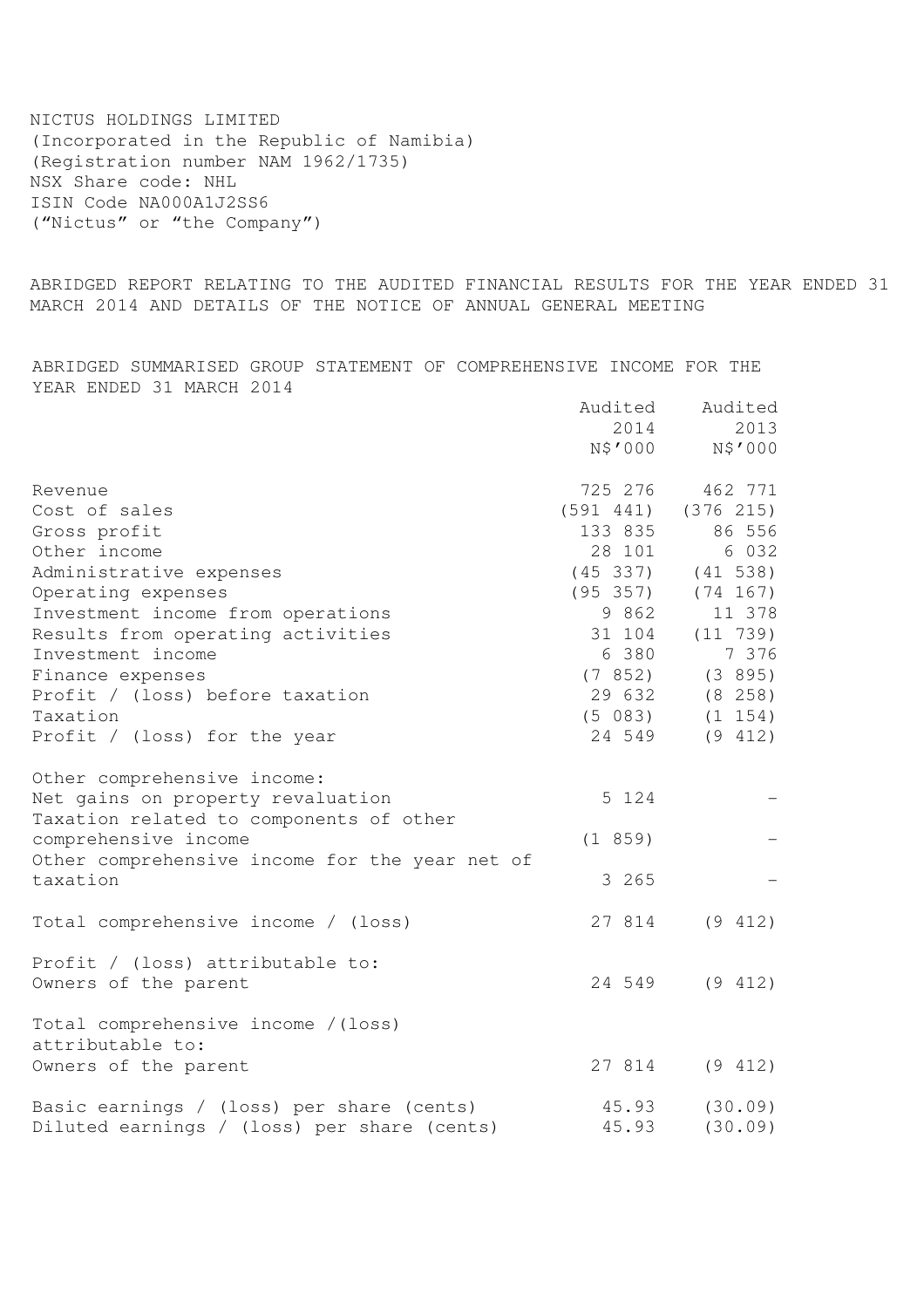NICTUS HOLDINGS LIMITED
(Incorporated in the Republic of Namibia)
(Registration number NAM 1962/1735)
NSX Share code: NHL
ISIN Code NA000A1J2SS6
("Nictus" or "the Company")

# ABRIDGED REPORT RELATING TO THE AUDITED FINANCIAL RESULTS FOR THE YEAR ENDED 31 MARCH 2014 AND DETAILS OF THE NOTICE OF ANNUAL GENERAL MEETING

## ABRIDGED SUMMARISED GROUP STATEMENT OF COMPREHENSIVE INCOME FOR THE YEAR ENDED 31 MARCH 2014

| | Audited 2014 N$'000 | Audited 2013 N$'000 |
|---|---|---|
| Revenue | 725 276 | 462 771 |
| Cost of sales | (591 441) | (376 215) |
| Gross profit | 133 835 | 86 556 |
| Other income | 28 101 | 6 032 |
| Administrative expenses | (45 337) | (41 538) |
| Operating expenses | (95 357) | (74 167) |
| Investment income from operations | 9 862 | 11 378 |
| Results from operating activities | 31 104 | (11 739) |
| Investment income | 6 380 | 7 376 |
| Finance expenses | (7 852) | (3 895) |
| Profit / (loss) before taxation | 29 632 | (8 258) |
| Taxation | (5 083) | (1 154) |
| Profit / (loss) for the year | 24 549 | (9 412) |
| | | |
| Other comprehensive income: | | |
| Net gains on property revaluation | 5 124 | - |
| Taxation related to components of other comprehensive income | (1 859) | - |
| Other comprehensive income for the year net of taxation | 3 265 | - |
| | | |
| Total comprehensive income / (loss) | 27 814 | (9 412) |
| | | |
| Profit / (loss) attributable to: | | |
| Owners of the parent | 24 549 | (9 412) |
| | | |
| Total comprehensive income /(loss) attributable to: | | |
| Owners of the parent | 27 814 | (9 412) |
| | | |
| Basic earnings / (loss) per share (cents) | 45.93 | (30.09) |
| Diluted earnings / (loss) per share (cents) | 45.93 | (30.09) |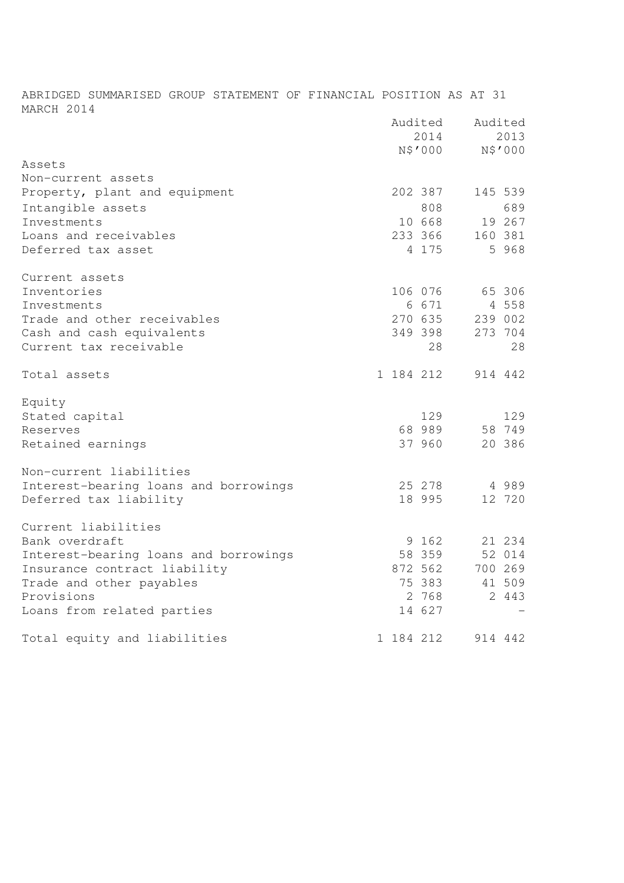# ABRIDGED SUMMARISED GROUP STATEMENT OF FINANCIAL POSITION AS AT 31 MARCH 2014

| | Audited 2014 N$'000 | Audited 2013 N$'000 |
|---|---|---|
| **Assets** | | |
| **Non-current assets** | | |
| Property, plant and equipment | 202 387 | 145 539 |
| Intangible assets | 808 | 689 |
| Investments | 10 668 | 19 267 |
| Loans and receivables | 233 366 | 160 381 |
| Deferred tax asset | 4 175 | 5 968 |
| **Current assets** | | |
| Inventories | 106 076 | 65 306 |
| Investments | 6 671 | 4 558 |
| Trade and other receivables | 270 635 | 239 002 |
| Cash and cash equivalents | 349 398 | 273 704 |
| Current tax receivable | 28 | 28 |
| Total assets | 1 184 212 | 914 442 |
| **Equity** | | |
| Stated capital | 129 | 129 |
| Reserves | 68 989 | 58 749 |
| Retained earnings | 37 960 | 20 386 |
| **Non-current liabilities** | | |
| Interest-bearing loans and borrowings | 25 278 | 4 989 |
| Deferred tax liability | 18 995 | 12 720 |
| **Current liabilities** | | |
| Bank overdraft | 9 162 | 21 234 |
| Interest-bearing loans and borrowings | 58 359 | 52 014 |
| Insurance contract liability | 872 562 | 700 269 |
| Trade and other payables | 75 383 | 41 509 |
| Provisions | 2 768 | 2 443 |
| Loans from related parties | 14 627 | - |
| Total equity and liabilities | 1 184 212 | 914 442 |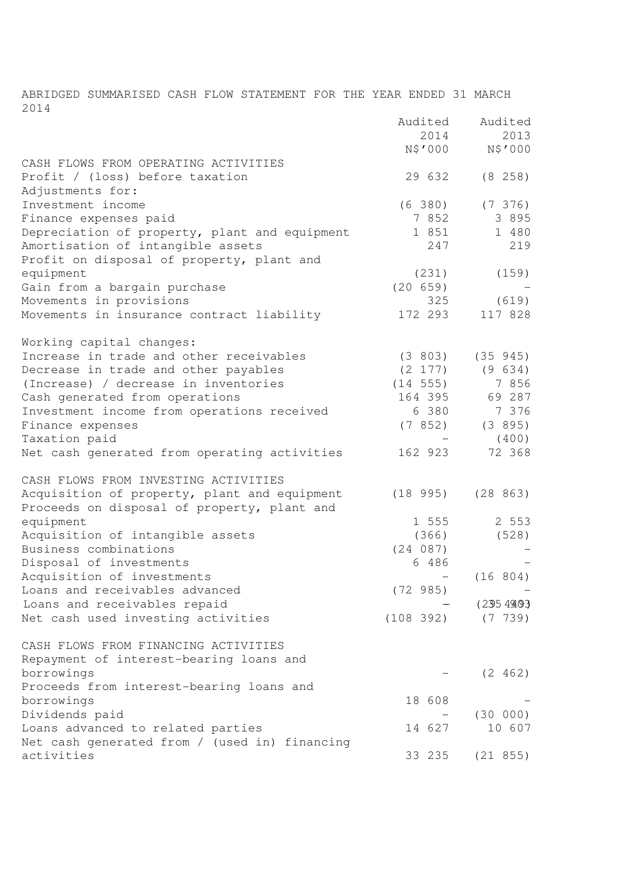ABRIDGED SUMMARISED CASH FLOW STATEMENT FOR THE YEAR ENDED 31 MARCH 2014

| | Audited 2014 N$'000 | Audited 2013 N$'000 |
|---|---|---|
| **CASH FLOWS FROM OPERATING ACTIVITIES** | | |
| Profit / (loss) before taxation | 29 632 | (8 258) |
| Adjustments for: | | |
| Investment income | (6 380) | (7 376) |
| Finance expenses paid | 7 852 | 3 895 |
| Depreciation of property, plant and equipment | 1 851 | 1 480 |
| Amortisation of intangible assets | 247 | 219 |
| Profit on disposal of property, plant and equipment | (231) | (159) |
| Gain from a bargain purchase | (20 659) | – |
| Movements in provisions | 325 | (619) |
| Movements in insurance contract liability | 172 293 | 117 828 |
| | | |
| Working capital changes: | | |
| Increase in trade and other receivables | (3 803) | (35 945) |
| Decrease in trade and other payables | (2 177) | (9 634) |
| (Increase) / decrease in inventories | (14 555) | 7 856 |
| Cash generated from operations | 164 395 | 69 287 |
| Investment income from operations received | 6 380 | 7 376 |
| Finance expenses | (7 852) | (3 895) |
| Taxation paid | – | (400) |
| Net cash generated from operating activities | 162 923 | 72 368 |
| | | |
| **CASH FLOWS FROM INVESTING ACTIVITIES** | | |
| Acquisition of property, plant and equipment | (18 995) | (28 863) |
| Proceeds on disposal of property, plant and equipment | 1 555 | 2 553 |
| Acquisition of intangible assets | (366) | (528) |
| Business combinations | (24 087) | – |
| Disposal of investments | 6 486 | – |
| Acquisition of investments | – | (16 804) |
| Loans and receivables advanced | (72 985) | – |
| Loans and receivables repaid | – | 35 903 |
| Net cash used investing activities | (108 392) | (7 739) |
| | | |
| **CASH FLOWS FROM FINANCING ACTIVITIES** | | |
| Repayment of interest-bearing loans and borrowings | – | (2 462) |
| Proceeds from interest-bearing loans and borrowings | 18 608 | – |
| Dividends paid | – | (30 000) |
| Loans advanced to related parties | 14 627 | 10 607 |
| Net cash generated from / (used in) financing activities | 33 235 | (21 855) |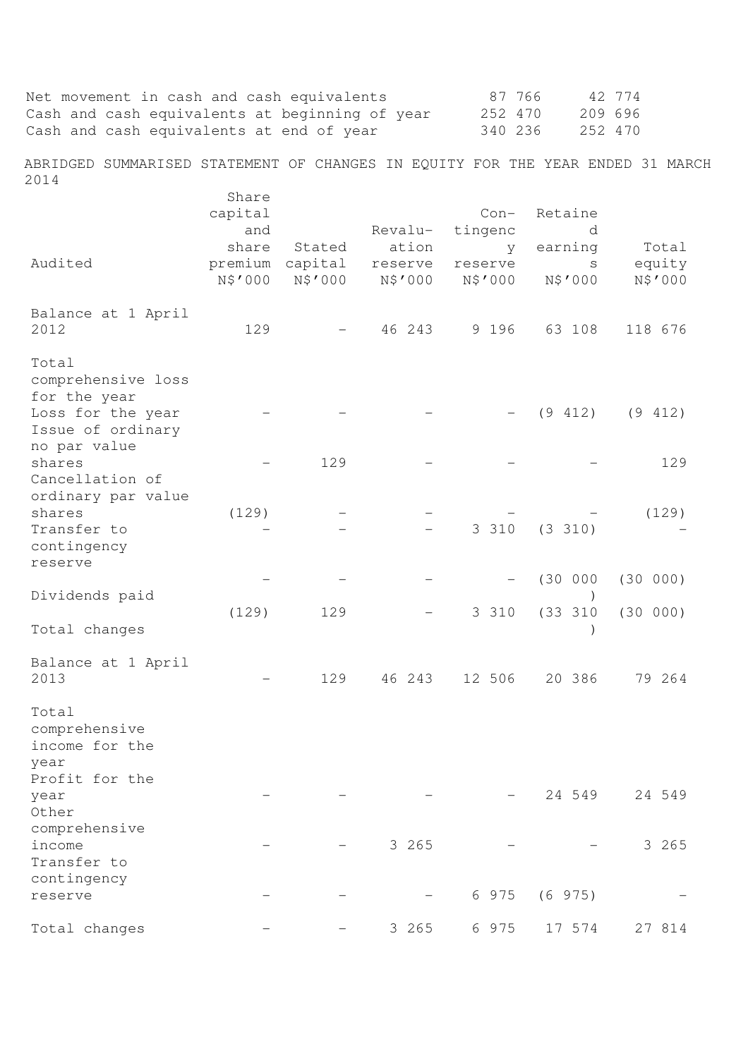| | | |
|---|---|---|
| Net movement in cash and cash equivalents | 87 766 | 42 774 |
| Cash and cash equivalents at beginning of year | 252 470 | 209 696 |
| Cash and cash equivalents at end of year | 340 236 | 252 470 |

ABRIDGED SUMMARISED STATEMENT OF CHANGES IN EQUITY FOR THE YEAR ENDED 31 MARCH 2014

| Audited | Share capital and share premium N$'000 | Stated capital N$'000 | Revaluation reserve N$'000 | Contingency reserve N$'000 | Retained earnings N$'000 | Total equity N$'000 |
|---|---|---|---|---|---|---|
| Balance at 1 April 2012 | 129 | – | 46 243 | 9 196 | 63 108 | 118 676 |
| Total comprehensive loss for the year | | | | | | |
| Loss for the year | – | – | – | – | (9 412) | (9 412) |
| Issue of ordinary no par value shares | – | 129 | – | – | – | 129 |
| Cancellation of ordinary par value shares | (129) | – | – | – | – | (129) |
| Transfer to contingency reserve | – | – | – | 3 310 | (3 310) | – |
| Dividends paid | – | – | – | – | (30 000) | (30 000) |
| Total changes | (129) | 129 | – | 3 310 | (33 310) | (30 000) |
| Balance at 1 April 2013 | – | 129 | 46 243 | 12 506 | 20 386 | 79 264 |
| Total comprehensive income for the year | | | | | | |
| Profit for the year | – | – | – | – | 24 549 | 24 549 |
| Other comprehensive income | – | – | 3 265 | – | – | 3 265 |
| Transfer to contingency reserve | – | – | – | 6 975 | (6 975) | – |
| Total changes | – | – | 3 265 | 6 975 | 17 574 | 27 814 |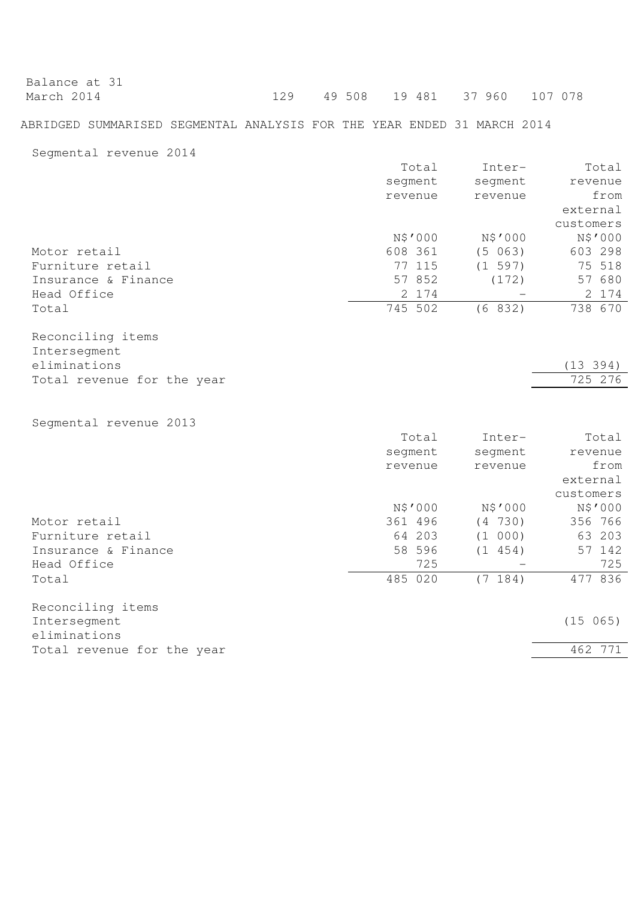| | | | | | |
|---|---|---|---|---|---|
| Balance at 31 March 2014 | 129 | 49 508 | 19 481 | 37 960 | 107 078 |

ABRIDGED SUMMARISED SEGMENTAL ANALYSIS FOR THE YEAR ENDED 31 MARCH 2014

Segmental revenue 2014

| | Total segment revenue | Inter-segment revenue | Total revenue from external customers |
|---|---|---|---|
| | N$'000 | N$'000 | N$'000 |
| Motor retail | 608 361 | (5 063) | 603 298 |
| Furniture retail | 77 115 | (1 597) | 75 518 |
| Insurance & Finance | 57 852 | (172) | 57 680 |
| Head Office | 2 174 | – | 2 174 |
| Total | 745 502 | (6 832) | 738 670 |
| | | | |
| Reconciling items | | | |
| Intersegment eliminations | | | (13 394) |
| Total revenue for the year | | | 725 276 |

Segmental revenue 2013

| | Total segment revenue | Inter-segment revenue | Total revenue from external customers |
|---|---|---|---|
| | N$'000 | N$'000 | N$'000 |
| Motor retail | 361 496 | (4 730) | 356 766 |
| Furniture retail | 64 203 | (1 000) | 63 203 |
| Insurance & Finance | 58 596 | (1 454) | 57 142 |
| Head Office | 725 | – | 725 |
| Total | 485 020 | (7 184) | 477 836 |
| | | | |
| Reconciling items | | | |
| Intersegment eliminations | | | (15 065) |
| Total revenue for the year | | | 462 771 |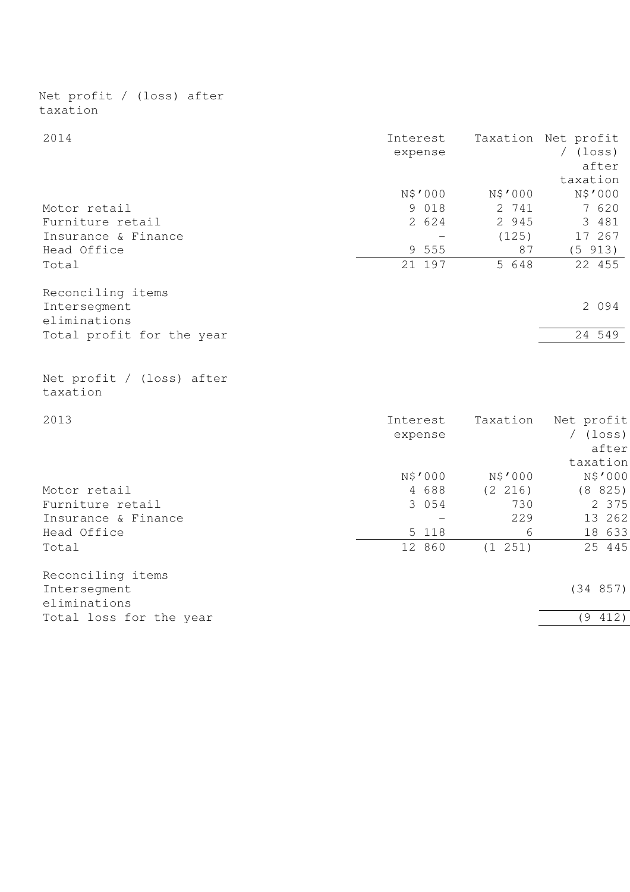Net profit / (loss) after taxation

| 2014 | Interest expense | Taxation | Net profit / (loss) after taxation |
|---|---|---|---|
| | N$'000 | N$'000 | N$'000 |
| Motor retail | 9 018 | 2 741 | 7 620 |
| Furniture retail | 2 624 | 2 945 | 3 481 |
| Insurance & Finance | – | (125) | 17 267 |
| Head Office | 9 555 | 87 | (5 913) |
| Total | 21 197 | 5 648 | 22 455 |
| | | | |
| Reconciling items | | | |
| Intersegment eliminations | | | 2 094 |
| Total profit for the year | | | 24 549 |

Net profit / (loss) after taxation

| 2013 | Interest expense | Taxation | Net profit / (loss) after taxation |
|---|---|---|---|
| | N$'000 | N$'000 | N$'000 |
| Motor retail | 4 688 | (2 216) | (8 825) |
| Furniture retail | 3 054 | 730 | 2 375 |
| Insurance & Finance | – | 229 | 13 262 |
| Head Office | 5 118 | 6 | 18 633 |
| Total | 12 860 | (1 251) | 25 445 |
| | | | |
| Reconciling items | | | |
| Intersegment eliminations | | | (34 857) |
| Total loss for the year | | | (9 412) |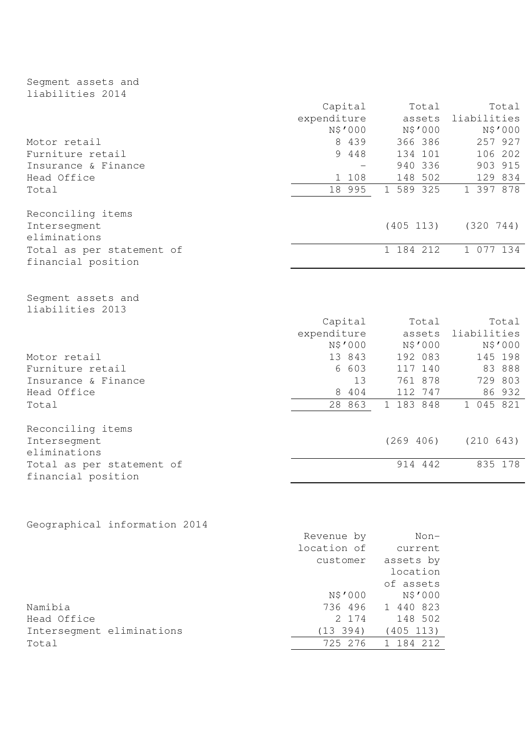Segment assets and liabilities 2014

| | Capital expenditure N$'000 | Total assets N$'000 | Total liabilities N$'000 |
|---|---|---|---|
| Motor retail | 8 439 | 366 386 | 257 927 |
| Furniture retail | 9 448 | 134 101 | 106 202 |
| Insurance & Finance | – | 940 336 | 903 915 |
| Head Office | 1 108 | 148 502 | 129 834 |
| Total | 18 995 | 1 589 325 | 1 397 878 |
| | | | |
| Reconciling items | | | |
| Intersegment eliminations | | (405 113) | (320 744) |
| Total as per statement of financial position | | 1 184 212 | 1 077 134 |

Segment assets and liabilities 2013

| | Capital expenditure N$'000 | Total assets N$'000 | Total liabilities N$'000 |
|---|---|---|---|
| Motor retail | 13 843 | 192 083 | 145 198 |
| Furniture retail | 6 603 | 117 140 | 83 888 |
| Insurance & Finance | 13 | 761 878 | 729 803 |
| Head Office | 8 404 | 112 747 | 86 932 |
| Total | 28 863 | 1 183 848 | 1 045 821 |
| | | | |
| Reconciling items | | | |
| Intersegment eliminations | | (269 406) | (210 643) |
| Total as per statement of financial position | | 914 442 | 835 178 |

Geographical information 2014

| | Revenue by location of customer N$'000 | Non-current assets by location of assets N$'000 |
|---|---|---|
| Namibia | 736 496 | 1 440 823 |
| Head Office | 2 174 | 148 502 |
| Intersegment eliminations | (13 394) | (405 113) |
| Total | 725 276 | 1 184 212 |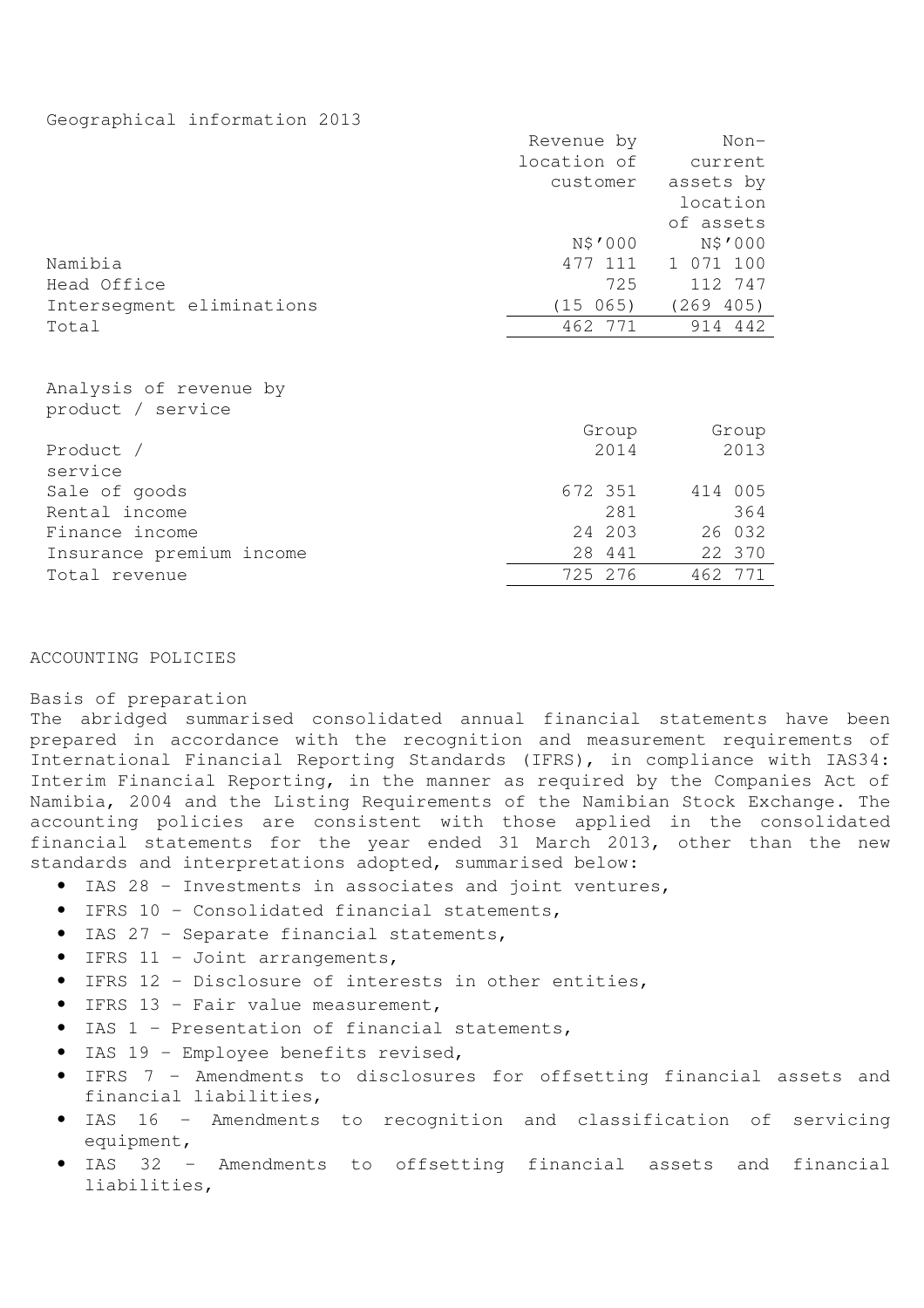Geographical information 2013

| | Revenue by location of customer | Non-current assets by location of assets |
|---|---|---|
| | N$'000 | N$'000 |
| Namibia | 477 111 | 1 071 100 |
| Head Office | 725 | 112 747 |
| Intersegment eliminations | (15 065) | (269 405) |
| Total | 462 771 | 914 442 |

Analysis of revenue by product / service

| Product / service | Group 2014 | Group 2013 |
|---|---|---|
| Sale of goods | 672 351 | 414 005 |
| Rental income | 281 | 364 |
| Finance income | 24 203 | 26 032 |
| Insurance premium income | 28 441 | 22 370 |
| Total revenue | 725 276 | 462 771 |

## ACCOUNTING POLICIES

Basis of preparation

The abridged summarised consolidated annual financial statements have been prepared in accordance with the recognition and measurement requirements of International Financial Reporting Standards (IFRS), in compliance with IAS34: Interim Financial Reporting, in the manner as required by the Companies Act of Namibia, 2004 and the Listing Requirements of the Namibian Stock Exchange. The accounting policies are consistent with those applied in the consolidated financial statements for the year ended 31 March 2013, other than the new standards and interpretations adopted, summarised below:

- IAS 28 – Investments in associates and joint ventures,
- IFRS 10 – Consolidated financial statements,
- IAS 27 – Separate financial statements,
- IFRS 11 – Joint arrangements,
- IFRS 12 – Disclosure of interests in other entities,
- IFRS 13 – Fair value measurement,
- IAS 1 – Presentation of financial statements,
- IAS 19 – Employee benefits revised,
- IFRS 7 – Amendments to disclosures for offsetting financial assets and financial liabilities,
- IAS 16 – Amendments to recognition and classification of servicing equipment,
- IAS 32 – Amendments to offsetting financial assets and financial liabilities,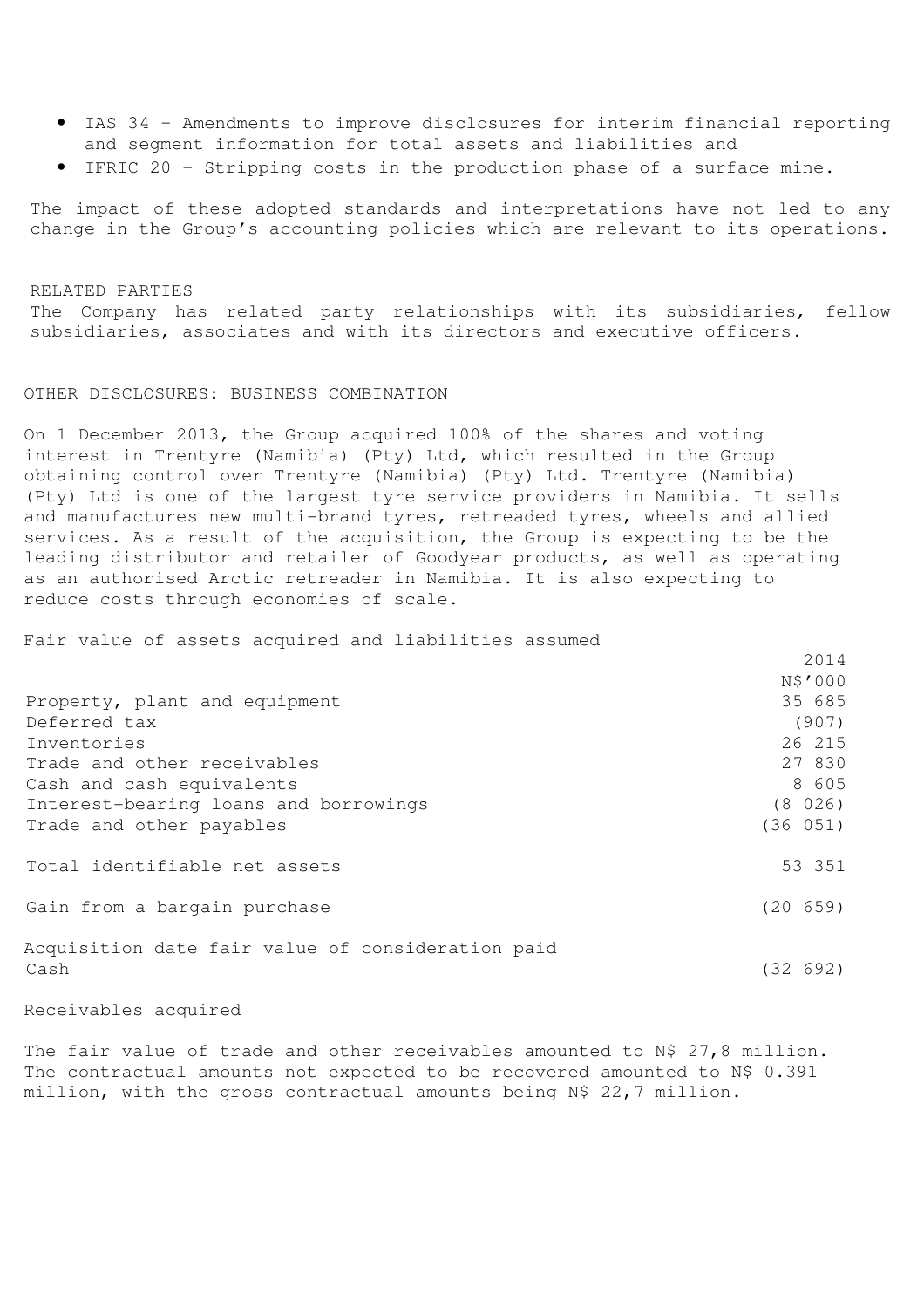- IAS 34 – Amendments to improve disclosures for interim financial reporting and segment information for total assets and liabilities and
- IFRIC 20 – Stripping costs in the production phase of a surface mine.

The impact of these adopted standards and interpretations have not led to any change in the Group's accounting policies which are relevant to its operations.

## RELATED PARTIES

The Company has related party relationships with its subsidiaries, fellow subsidiaries, associates and with its directors and executive officers.

## OTHER DISCLOSURES: BUSINESS COMBINATION

On 1 December 2013, the Group acquired 100% of the shares and voting interest in Trentyre (Namibia) (Pty) Ltd, which resulted in the Group obtaining control over Trentyre (Namibia) (Pty) Ltd. Trentyre (Namibia) (Pty) Ltd is one of the largest tyre service providers in Namibia. It sells and manufactures new multi-brand tyres, retreaded tyres, wheels and allied services. As a result of the acquisition, the Group is expecting to be the leading distributor and retailer of Goodyear products, as well as operating as an authorised Arctic retreader in Namibia. It is also expecting to reduce costs through economies of scale.

Fair value of assets acquired and liabilities assumed

| | 2014 |
|---|---|
| | N$'000 |
| Property, plant and equipment | 35 685 |
| Deferred tax | (907) |
| Inventories | 26 215 |
| Trade and other receivables | 27 830 |
| Cash and cash equivalents | 8 605 |
| Interest-bearing loans and borrowings | (8 026) |
| Trade and other payables | (36 051) |
| Total identifiable net assets | 53 351 |
| Gain from a bargain purchase | (20 659) |
| Acquisition date fair value of consideration paid | |
| Cash | (32 692) |

Receivables acquired

The fair value of trade and other receivables amounted to N$ 27,8 million. The contractual amounts not expected to be recovered amounted to N$ 0.391 million, with the gross contractual amounts being N$ 22,7 million.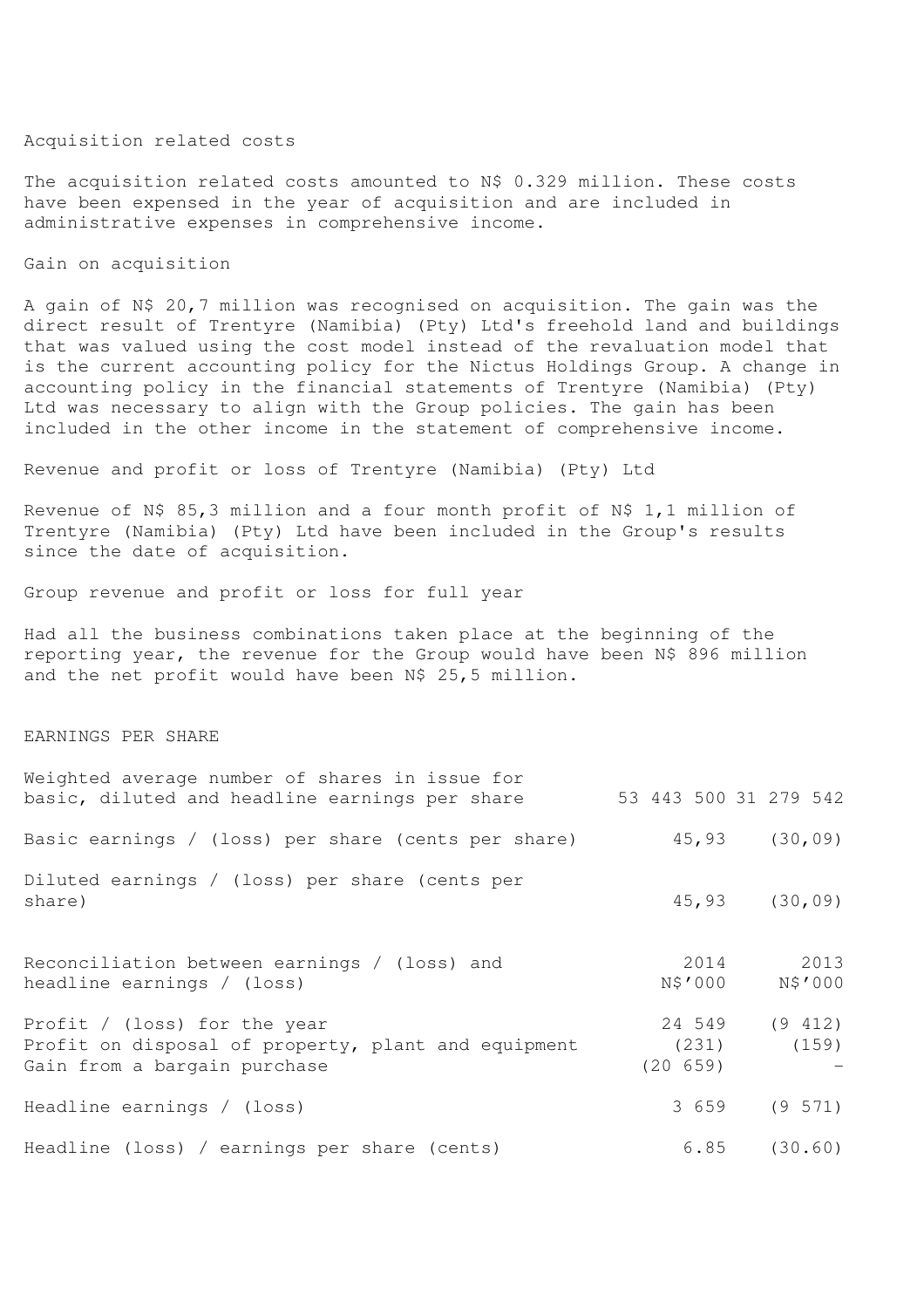Acquisition related costs

The acquisition related costs amounted to N$ 0.329 million. These costs have been expensed in the year of acquisition and are included in administrative expenses in comprehensive income.

Gain on acquisition

A gain of N$ 20,7 million was recognised on acquisition. The gain was the direct result of Trentyre (Namibia) (Pty) Ltd's freehold land and buildings that was valued using the cost model instead of the revaluation model that is the current accounting policy for the Nictus Holdings Group. A change in accounting policy in the financial statements of Trentyre (Namibia) (Pty) Ltd was necessary to align with the Group policies. The gain has been included in the other income in the statement of comprehensive income.

Revenue and profit or loss of Trentyre (Namibia) (Pty) Ltd

Revenue of N$ 85,3 million and a four month profit of N$ 1,1 million of Trentyre (Namibia) (Pty) Ltd have been included in the Group's results since the date of acquisition.

Group revenue and profit or loss for full year

Had all the business combinations taken place at the beginning of the reporting year, the revenue for the Group would have been N$ 896 million and the net profit would have been N$ 25,5 million.

EARNINGS PER SHARE

| | | |
|---|---|---|
| Weighted average number of shares in issue for basic, diluted and headline earnings per share | 53 443 500 | 31 279 542 |
| Basic earnings / (loss) per share (cents per share) | 45,93 | (30,09) |
| Diluted earnings / (loss) per share (cents per share) | 45,93 | (30,09) |

| Reconciliation between earnings / (loss) and headline earnings / (loss) | 2014 N$'000 | 2013 N$'000 |
|---|---|---|
| Profit / (loss) for the year | 24 549 | (9 412) |
| Profit on disposal of property, plant and equipment | (231) | (159) |
| Gain from a bargain purchase | (20 659) | - |
| Headline earnings / (loss) | 3 659 | (9 571) |
| Headline (loss) / earnings per share (cents) | 6.85 | (30.60) |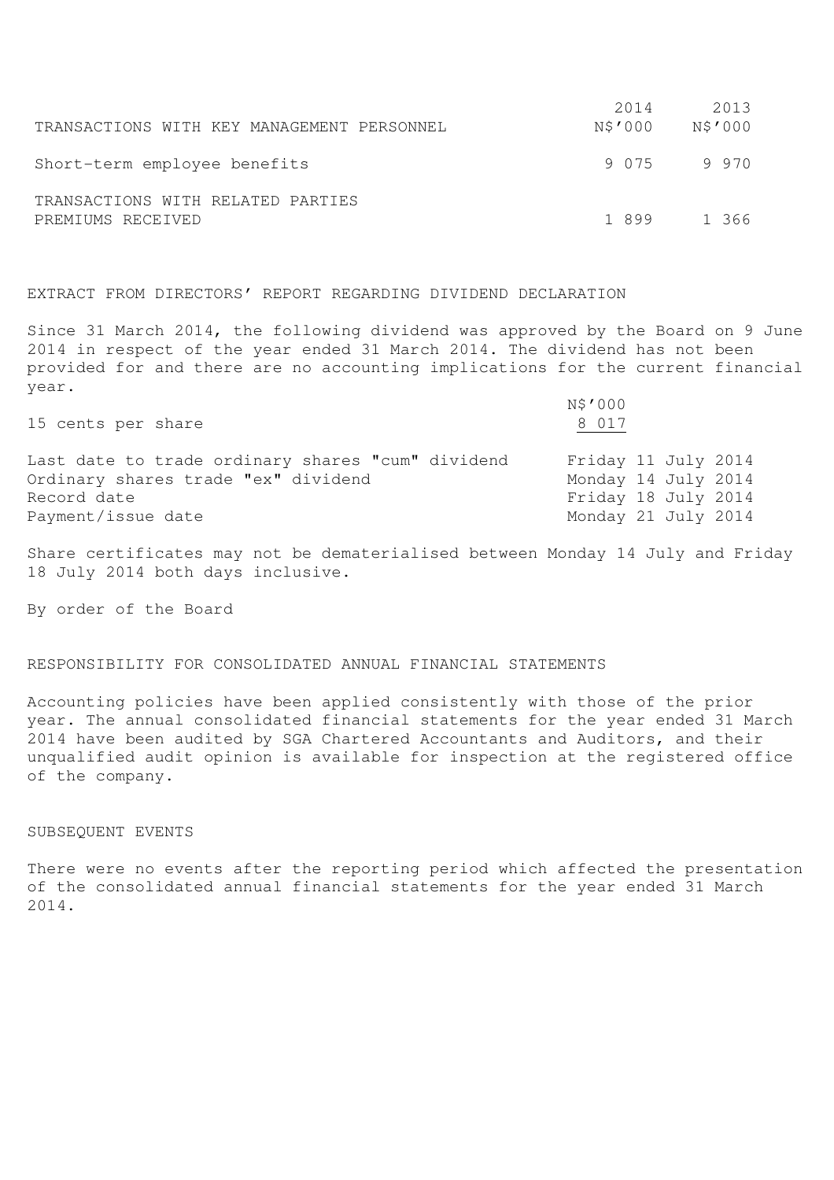| TRANSACTIONS WITH KEY MANAGEMENT PERSONNEL | 2014 N$'000 | 2013 N$'000 |
|---|---|---|
| Short-term employee benefits | 9 075 | 9 970 |
| TRANSACTIONS WITH RELATED PARTIES PREMIUMS RECEIVED | 1 899 | 1 366 |

## EXTRACT FROM DIRECTORS' REPORT REGARDING DIVIDEND DECLARATION

Since 31 March 2014, the following dividend was approved by the Board on 9 June 2014 in respect of the year ended 31 March 2014. The dividend has not been provided for and there are no accounting implications for the current financial year.

| | N$'000 |
|---|---|
| 15 cents per share | 8 017 |

| | |
|---|---|
| Last date to trade ordinary shares "cum" dividend | Friday 11 July 2014 |
| Ordinary shares trade "ex" dividend | Monday 14 July 2014 |
| Record date | Friday 18 July 2014 |
| Payment/issue date | Monday 21 July 2014 |

Share certificates may not be dematerialised between Monday 14 July and Friday 18 July 2014 both days inclusive.

By order of the Board

## RESPONSIBILITY FOR CONSOLIDATED ANNUAL FINANCIAL STATEMENTS

Accounting policies have been applied consistently with those of the prior year. The annual consolidated financial statements for the year ended 31 March 2014 have been audited by SGA Chartered Accountants and Auditors, and their unqualified audit opinion is available for inspection at the registered office of the company.

## SUBSEQUENT EVENTS

There were no events after the reporting period which affected the presentation of the consolidated annual financial statements for the year ended 31 March 2014.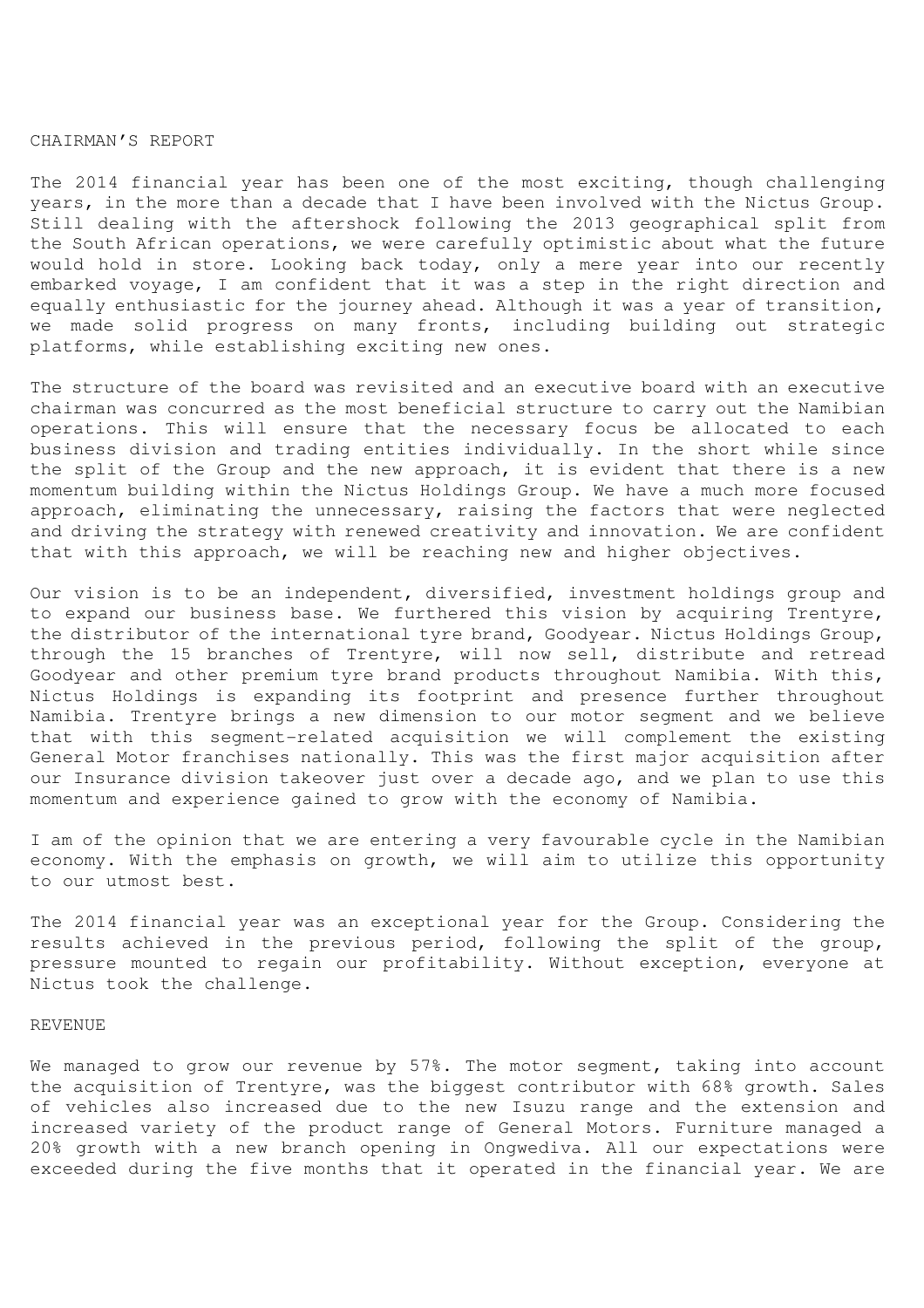## CHAIRMAN’S REPORT

The 2014 financial year has been one of the most exciting, though challenging years, in the more than a decade that I have been involved with the Nictus Group. Still dealing with the aftershock following the 2013 geographical split from the South African operations, we were carefully optimistic about what the future would hold in store. Looking back today, only a mere year into our recently embarked voyage, I am confident that it was a step in the right direction and equally enthusiastic for the journey ahead. Although it was a year of transition, we made solid progress on many fronts, including building out strategic platforms, while establishing exciting new ones.

The structure of the board was revisited and an executive board with an executive chairman was concurred as the most beneficial structure to carry out the Namibian operations. This will ensure that the necessary focus be allocated to each business division and trading entities individually. In the short while since the split of the Group and the new approach, it is evident that there is a new momentum building within the Nictus Holdings Group. We have a much more focused approach, eliminating the unnecessary, raising the factors that were neglected and driving the strategy with renewed creativity and innovation. We are confident that with this approach, we will be reaching new and higher objectives.

Our vision is to be an independent, diversified, investment holdings group and to expand our business base. We furthered this vision by acquiring Trentyre, the distributor of the international tyre brand, Goodyear. Nictus Holdings Group, through the 15 branches of Trentyre, will now sell, distribute and retread Goodyear and other premium tyre brand products throughout Namibia. With this, Nictus Holdings is expanding its footprint and presence further throughout Namibia. Trentyre brings a new dimension to our motor segment and we believe that with this segment-related acquisition we will complement the existing General Motor franchises nationally. This was the first major acquisition after our Insurance division takeover just over a decade ago, and we plan to use this momentum and experience gained to grow with the economy of Namibia.

I am of the opinion that we are entering a very favourable cycle in the Namibian economy. With the emphasis on growth, we will aim to utilize this opportunity to our utmost best.

The 2014 financial year was an exceptional year for the Group. Considering the results achieved in the previous period, following the split of the group, pressure mounted to regain our profitability. Without exception, everyone at Nictus took the challenge.

## REVENUE

We managed to grow our revenue by 57%. The motor segment, taking into account the acquisition of Trentyre, was the biggest contributor with 68% growth. Sales of vehicles also increased due to the new Isuzu range and the extension and increased variety of the product range of General Motors. Furniture managed a 20% growth with a new branch opening in Ongwediva. All our expectations were exceeded during the five months that it operated in the financial year. We are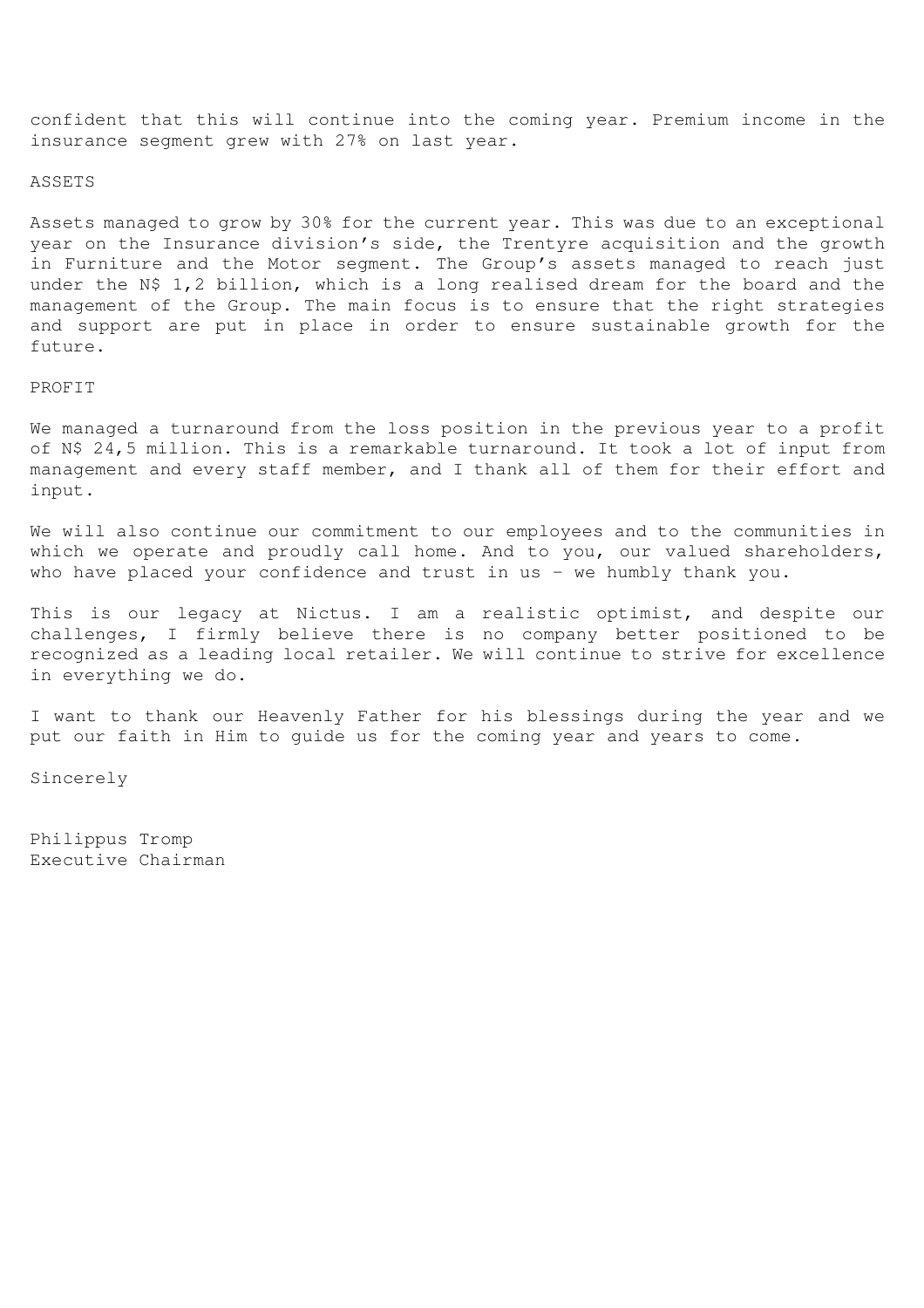confident that this will continue into the coming year. Premium income in the insurance segment grew with 27% on last year.

## ASSETS

Assets managed to grow by 30% for the current year. This was due to an exceptional year on the Insurance division's side, the Trentyre acquisition and the growth in Furniture and the Motor segment. The Group's assets managed to reach just under the N$ 1,2 billion, which is a long realised dream for the board and the management of the Group. The main focus is to ensure that the right strategies and support are put in place in order to ensure sustainable growth for the future.

## PROFIT

We managed a turnaround from the loss position in the previous year to a profit of N$ 24,5 million. This is a remarkable turnaround. It took a lot of input from management and every staff member, and I thank all of them for their effort and input.

We will also continue our commitment to our employees and to the communities in which we operate and proudly call home. And to you, our valued shareholders, who have placed your confidence and trust in us – we humbly thank you.

This is our legacy at Nictus. I am a realistic optimist, and despite our challenges, I firmly believe there is no company better positioned to be recognized as a leading local retailer. We will continue to strive for excellence in everything we do.

I want to thank our Heavenly Father for his blessings during the year and we put our faith in Him to guide us for the coming year and years to come.

Sincerely

Philippus Tromp
Executive Chairman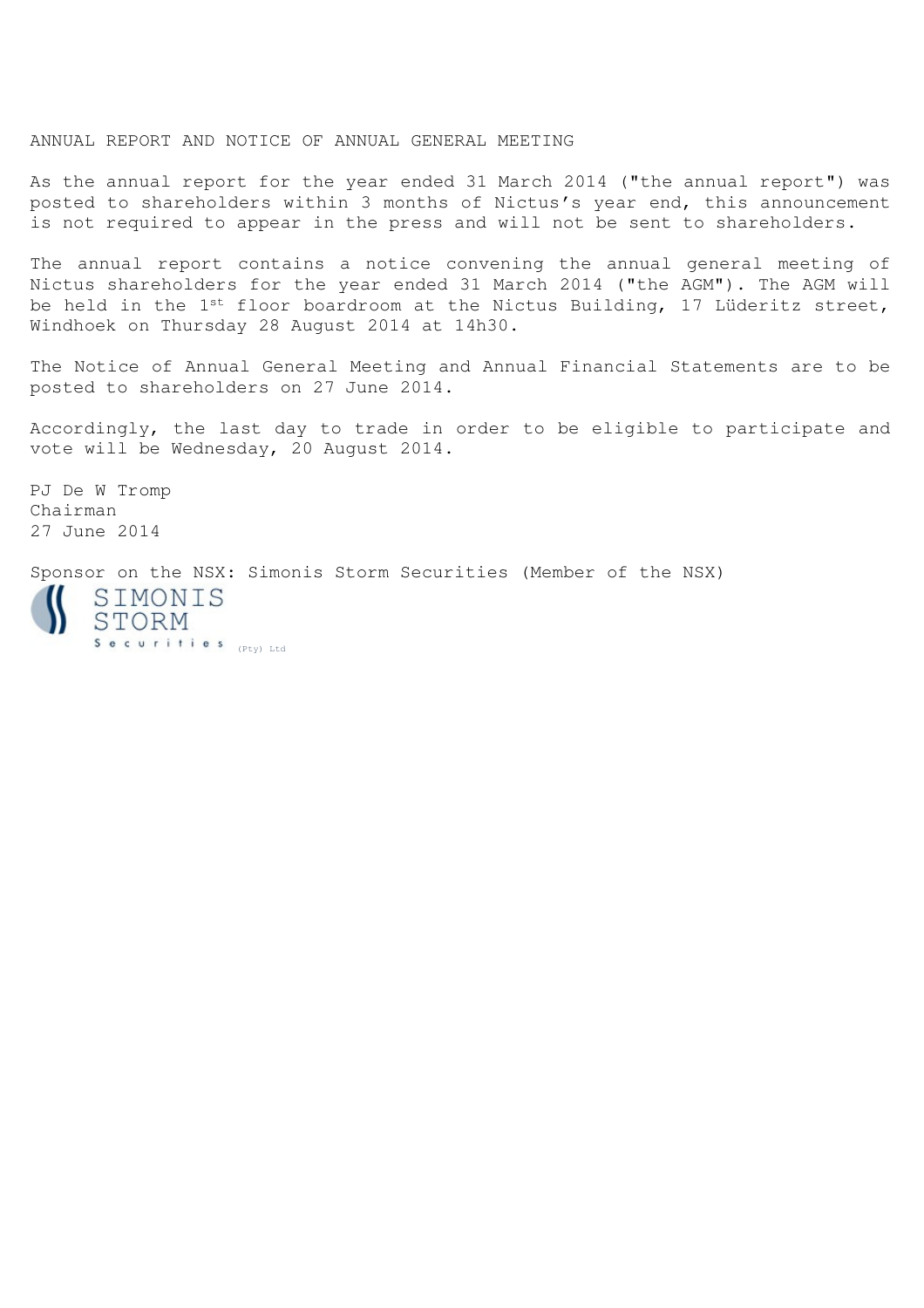ANNUAL REPORT AND NOTICE OF ANNUAL GENERAL MEETING

As the annual report for the year ended 31 March 2014 ("the annual report") was posted to shareholders within 3 months of Nictus's year end, this announcement is not required to appear in the press and will not be sent to shareholders.

The annual report contains a notice convening the annual general meeting of Nictus shareholders for the year ended 31 March 2014 ("the AGM"). The AGM will be held in the 1st floor boardroom at the Nictus Building, 17 Lüderitz street, Windhoek on Thursday 28 August 2014 at 14h30.

The Notice of Annual General Meeting and Annual Financial Statements are to be posted to shareholders on 27 June 2014.

Accordingly, the last day to trade in order to be eligible to participate and vote will be Wednesday, 20 August 2014.

PJ De W Tromp
Chairman
27 June 2014

Sponsor on the NSX: Simonis Storm Securities (Member of the NSX)

SIMONIS STORM Securities (Pty) Ltd